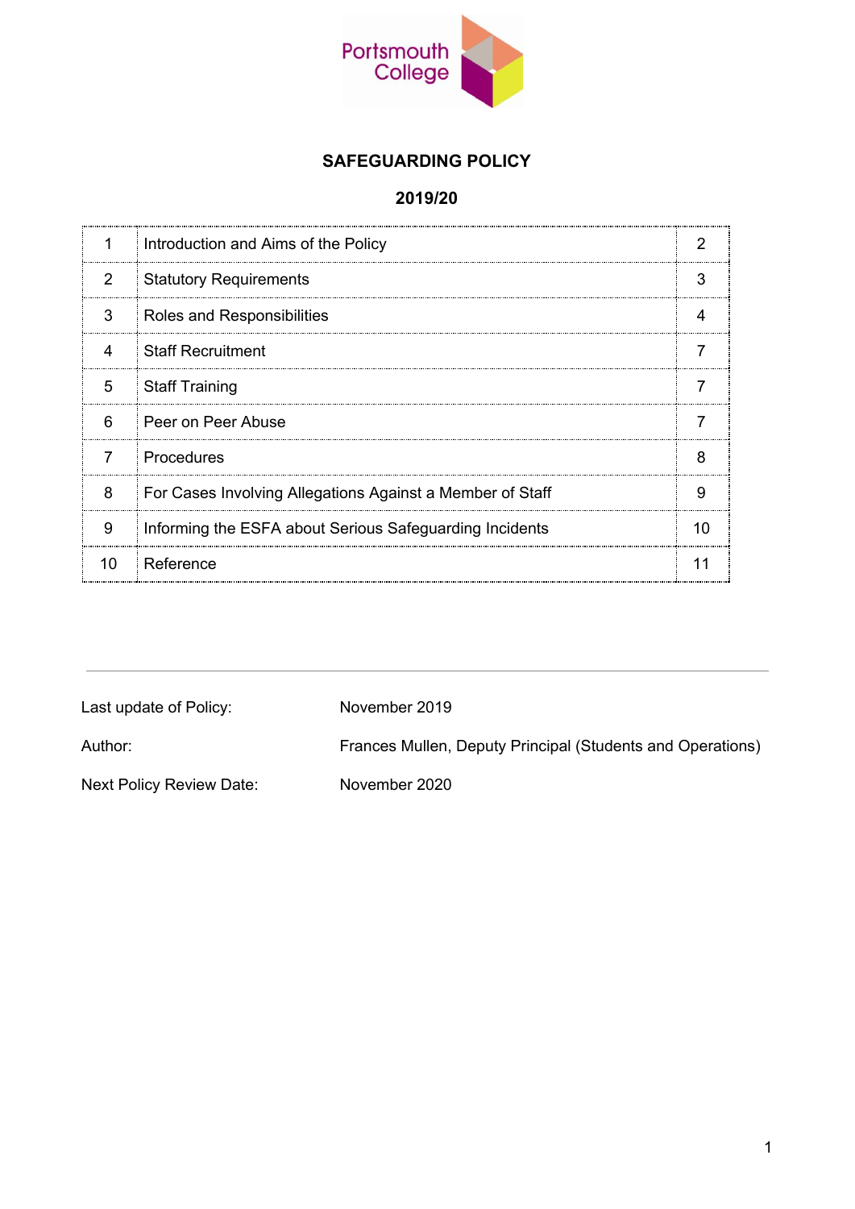Portsmouth College

# SAFEGUARDING POLICY

## 2019/20

| | | |
|---|---|---|
| 1 | Introduction and Aims of the Policy | 2 |
| 2 | Statutory Requirements | 3 |
| 3 | Roles and Responsibilities | 4 |
| 4 | Staff Recruitment | 7 |
| 5 | Staff Training | 7 |
| 6 | Peer on Peer Abuse | 7 |
| 7 | Procedures | 8 |
| 8 | For Cases Involving Allegations Against a Member of Staff | 9 |
| 9 | Informing the ESFA about Serious Safeguarding Incidents | 10 |
| 10 | Reference | 11 |

---

| | |
|---|---|
| Last update of Policy: | November 2019 |
| Author: | Frances Mullen, Deputy Principal (Students and Operations) |
| Next Policy Review Date: | November 2020 |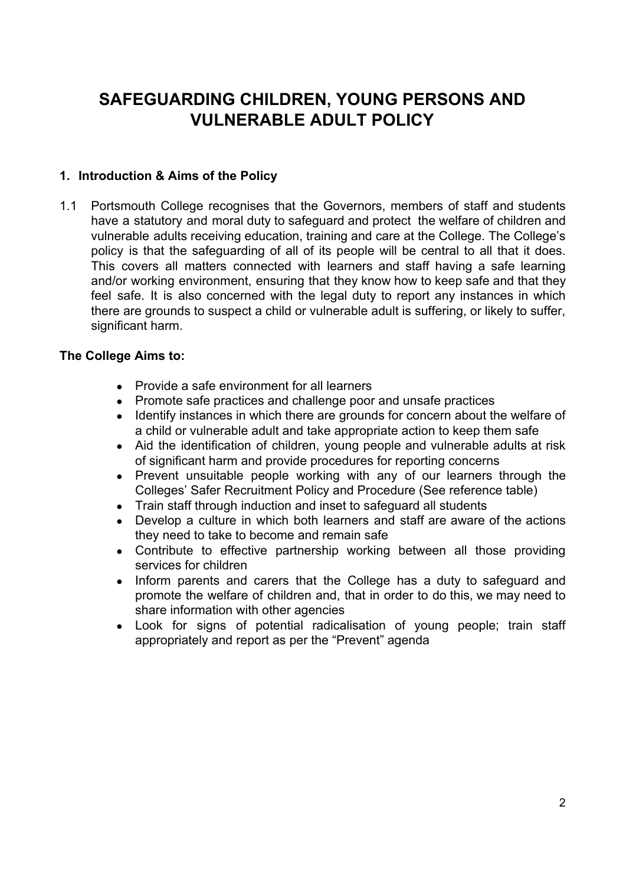# SAFEGUARDING CHILDREN, YOUNG PERSONS AND VULNERABLE ADULT POLICY

## 1. Introduction & Aims of the Policy

1.1 Portsmouth College recognises that the Governors, members of staff and students have a statutory and moral duty to safeguard and protect the welfare of children and vulnerable adults receiving education, training and care at the College. The College's policy is that the safeguarding of all of its people will be central to all that it does. This covers all matters connected with learners and staff having a safe learning and/or working environment, ensuring that they know how to keep safe and that they feel safe. It is also concerned with the legal duty to report any instances in which there are grounds to suspect a child or vulnerable adult is suffering, or likely to suffer, significant harm.

**The College Aims to:**

- Provide a safe environment for all learners
- Promote safe practices and challenge poor and unsafe practices
- Identify instances in which there are grounds for concern about the welfare of a child or vulnerable adult and take appropriate action to keep them safe
- Aid the identification of children, young people and vulnerable adults at risk of significant harm and provide procedures for reporting concerns
- Prevent unsuitable people working with any of our learners through the Colleges' Safer Recruitment Policy and Procedure (See reference table)
- Train staff through induction and inset to safeguard all students
- Develop a culture in which both learners and staff are aware of the actions they need to take to become and remain safe
- Contribute to effective partnership working between all those providing services for children
- Inform parents and carers that the College has a duty to safeguard and promote the welfare of children and, that in order to do this, we may need to share information with other agencies
- Look for signs of potential radicalisation of young people; train staff appropriately and report as per the "Prevent" agenda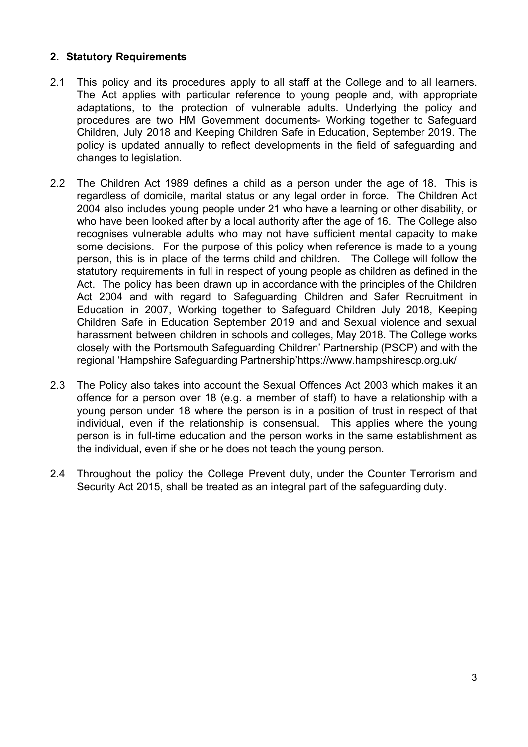## 2. Statutory Requirements

2.1 This policy and its procedures apply to all staff at the College and to all learners. The Act applies with particular reference to young people and, with appropriate adaptations, to the protection of vulnerable adults. Underlying the policy and procedures are two HM Government documents- Working together to Safeguard Children, July 2018 and Keeping Children Safe in Education, September 2019. The policy is updated annually to reflect developments in the field of safeguarding and changes to legislation.

2.2 The Children Act 1989 defines a child as a person under the age of 18. This is regardless of domicile, marital status or any legal order in force. The Children Act 2004 also includes young people under 21 who have a learning or other disability, or who have been looked after by a local authority after the age of 16. The College also recognises vulnerable adults who may not have sufficient mental capacity to make some decisions. For the purpose of this policy when reference is made to a young person, this is in place of the terms child and children. The College will follow the statutory requirements in full in respect of young people as children as defined in the Act. The policy has been drawn up in accordance with the principles of the Children Act 2004 and with regard to Safeguarding Children and Safer Recruitment in Education in 2007, Working together to Safeguard Children July 2018, Keeping Children Safe in Education September 2019 and and Sexual violence and sexual harassment between children in schools and colleges, May 2018. The College works closely with the Portsmouth Safeguarding Children' Partnership (PSCP) and with the regional 'Hampshire Safeguarding Partnership'https://www.hampshirescp.org.uk/

2.3 The Policy also takes into account the Sexual Offences Act 2003 which makes it an offence for a person over 18 (e.g. a member of staff) to have a relationship with a young person under 18 where the person is in a position of trust in respect of that individual, even if the relationship is consensual. This applies where the young person is in full-time education and the person works in the same establishment as the individual, even if she or he does not teach the young person.

2.4 Throughout the policy the College Prevent duty, under the Counter Terrorism and Security Act 2015, shall be treated as an integral part of the safeguarding duty.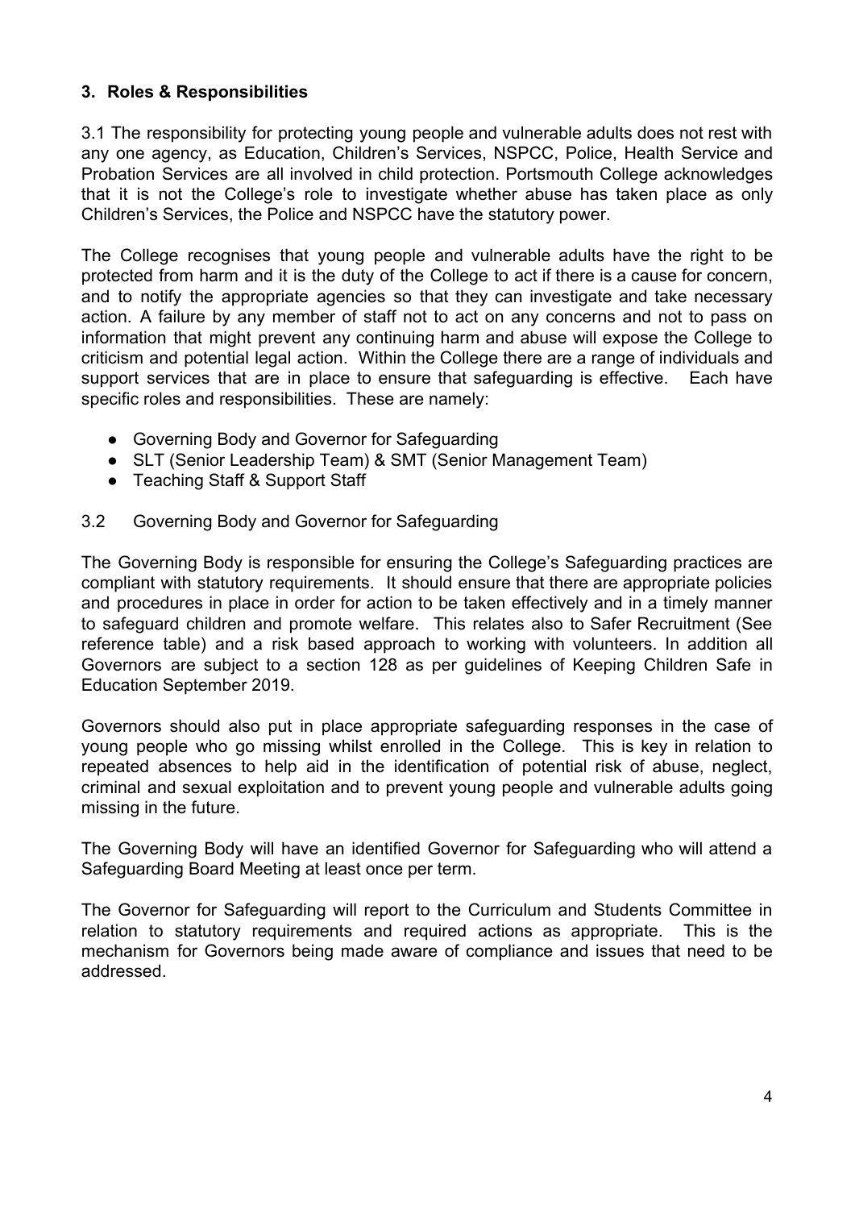### 3. Roles & Responsibilities

3.1 The responsibility for protecting young people and vulnerable adults does not rest with any one agency, as Education, Children's Services, NSPCC, Police, Health Service and Probation Services are all involved in child protection. Portsmouth College acknowledges that it is not the College's role to investigate whether abuse has taken place as only Children's Services, the Police and NSPCC have the statutory power.

The College recognises that young people and vulnerable adults have the right to be protected from harm and it is the duty of the College to act if there is a cause for concern, and to notify the appropriate agencies so that they can investigate and take necessary action. A failure by any member of staff not to act on any concerns and not to pass on information that might prevent any continuing harm and abuse will expose the College to criticism and potential legal action. Within the College there are a range of individuals and support services that are in place to ensure that safeguarding is effective. Each have specific roles and responsibilities. These are namely:

- Governing Body and Governor for Safeguarding
- SLT (Senior Leadership Team) & SMT (Senior Management Team)
- Teaching Staff & Support Staff

3.2 Governing Body and Governor for Safeguarding

The Governing Body is responsible for ensuring the College's Safeguarding practices are compliant with statutory requirements. It should ensure that there are appropriate policies and procedures in place in order for action to be taken effectively and in a timely manner to safeguard children and promote welfare. This relates also to Safer Recruitment (See reference table) and a risk based approach to working with volunteers. In addition all Governors are subject to a section 128 as per guidelines of Keeping Children Safe in Education September 2019.

Governors should also put in place appropriate safeguarding responses in the case of young people who go missing whilst enrolled in the College. This is key in relation to repeated absences to help aid in the identification of potential risk of abuse, neglect, criminal and sexual exploitation and to prevent young people and vulnerable adults going missing in the future.

The Governing Body will have an identified Governor for Safeguarding who will attend a Safeguarding Board Meeting at least once per term.

The Governor for Safeguarding will report to the Curriculum and Students Committee in relation to statutory requirements and required actions as appropriate. This is the mechanism for Governors being made aware of compliance and issues that need to be addressed.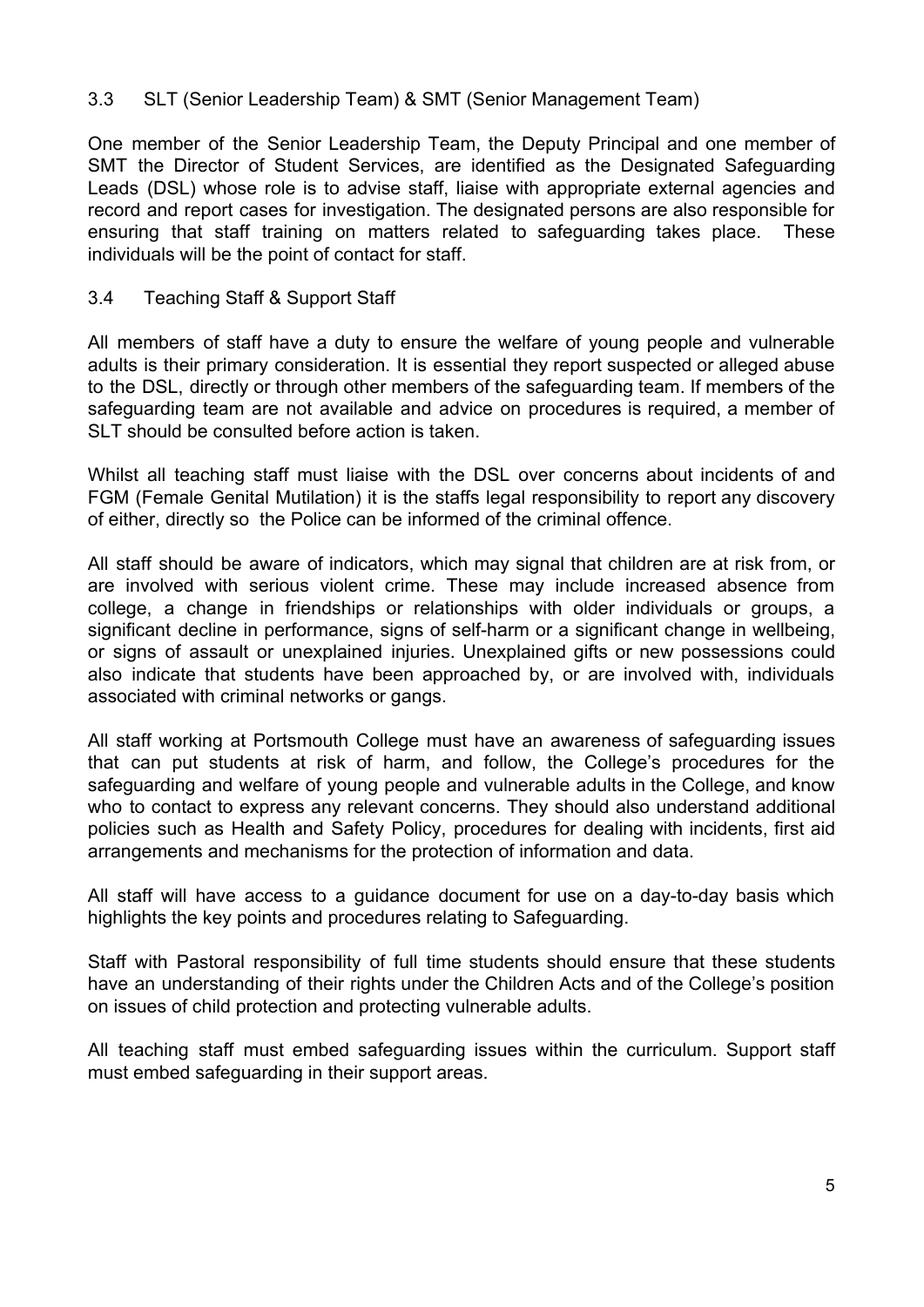### 3.3 SLT (Senior Leadership Team) & SMT (Senior Management Team)

One member of the Senior Leadership Team, the Deputy Principal and one member of SMT the Director of Student Services, are identified as the Designated Safeguarding Leads (DSL) whose role is to advise staff, liaise with appropriate external agencies and record and report cases for investigation. The designated persons are also responsible for ensuring that staff training on matters related to safeguarding takes place. These individuals will be the point of contact for staff.

### 3.4 Teaching Staff & Support Staff

All members of staff have a duty to ensure the welfare of young people and vulnerable adults is their primary consideration. It is essential they report suspected or alleged abuse to the DSL, directly or through other members of the safeguarding team. If members of the safeguarding team are not available and advice on procedures is required, a member of SLT should be consulted before action is taken.

Whilst all teaching staff must liaise with the DSL over concerns about incidents of and FGM (Female Genital Mutilation) it is the staffs legal responsibility to report any discovery of either, directly so the Police can be informed of the criminal offence.

All staff should be aware of indicators, which may signal that children are at risk from, or are involved with serious violent crime. These may include increased absence from college, a change in friendships or relationships with older individuals or groups, a significant decline in performance, signs of self-harm or a significant change in wellbeing, or signs of assault or unexplained injuries. Unexplained gifts or new possessions could also indicate that students have been approached by, or are involved with, individuals associated with criminal networks or gangs.

All staff working at Portsmouth College must have an awareness of safeguarding issues that can put students at risk of harm, and follow, the College's procedures for the safeguarding and welfare of young people and vulnerable adults in the College, and know who to contact to express any relevant concerns. They should also understand additional policies such as Health and Safety Policy, procedures for dealing with incidents, first aid arrangements and mechanisms for the protection of information and data.

All staff will have access to a guidance document for use on a day-to-day basis which highlights the key points and procedures relating to Safeguarding.

Staff with Pastoral responsibility of full time students should ensure that these students have an understanding of their rights under the Children Acts and of the College's position on issues of child protection and protecting vulnerable adults.

All teaching staff must embed safeguarding issues within the curriculum. Support staff must embed safeguarding in their support areas.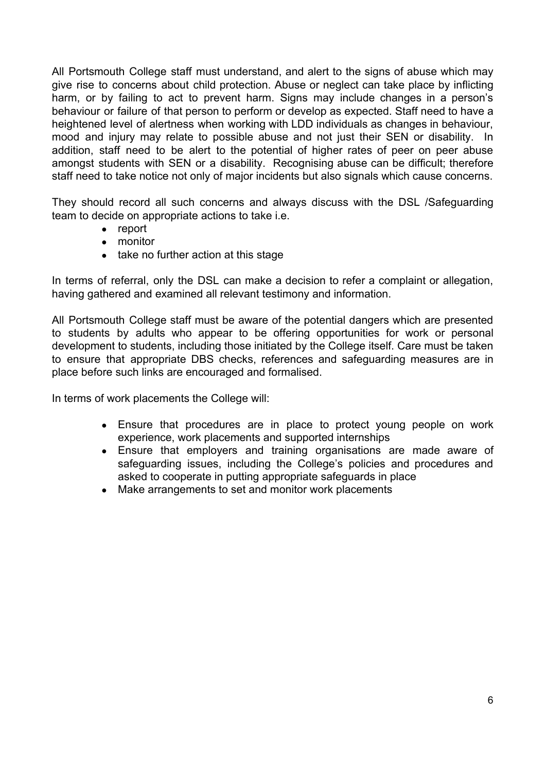All Portsmouth College staff must understand, and alert to the signs of abuse which may give rise to concerns about child protection. Abuse or neglect can take place by inflicting harm, or by failing to act to prevent harm. Signs may include changes in a person's behaviour or failure of that person to perform or develop as expected. Staff need to have a heightened level of alertness when working with LDD individuals as changes in behaviour, mood and injury may relate to possible abuse and not just their SEN or disability. In addition, staff need to be alert to the potential of higher rates of peer on peer abuse amongst students with SEN or a disability. Recognising abuse can be difficult; therefore staff need to take notice not only of major incidents but also signals which cause concerns.

They should record all such concerns and always discuss with the DSL /Safeguarding team to decide on appropriate actions to take i.e.

- report
- monitor
- take no further action at this stage

In terms of referral, only the DSL can make a decision to refer a complaint or allegation, having gathered and examined all relevant testimony and information.

All Portsmouth College staff must be aware of the potential dangers which are presented to students by adults who appear to be offering opportunities for work or personal development to students, including those initiated by the College itself. Care must be taken to ensure that appropriate DBS checks, references and safeguarding measures are in place before such links are encouraged and formalised.

In terms of work placements the College will:

- Ensure that procedures are in place to protect young people on work experience, work placements and supported internships
- Ensure that employers and training organisations are made aware of safeguarding issues, including the College's policies and procedures and asked to cooperate in putting appropriate safeguards in place
- Make arrangements to set and monitor work placements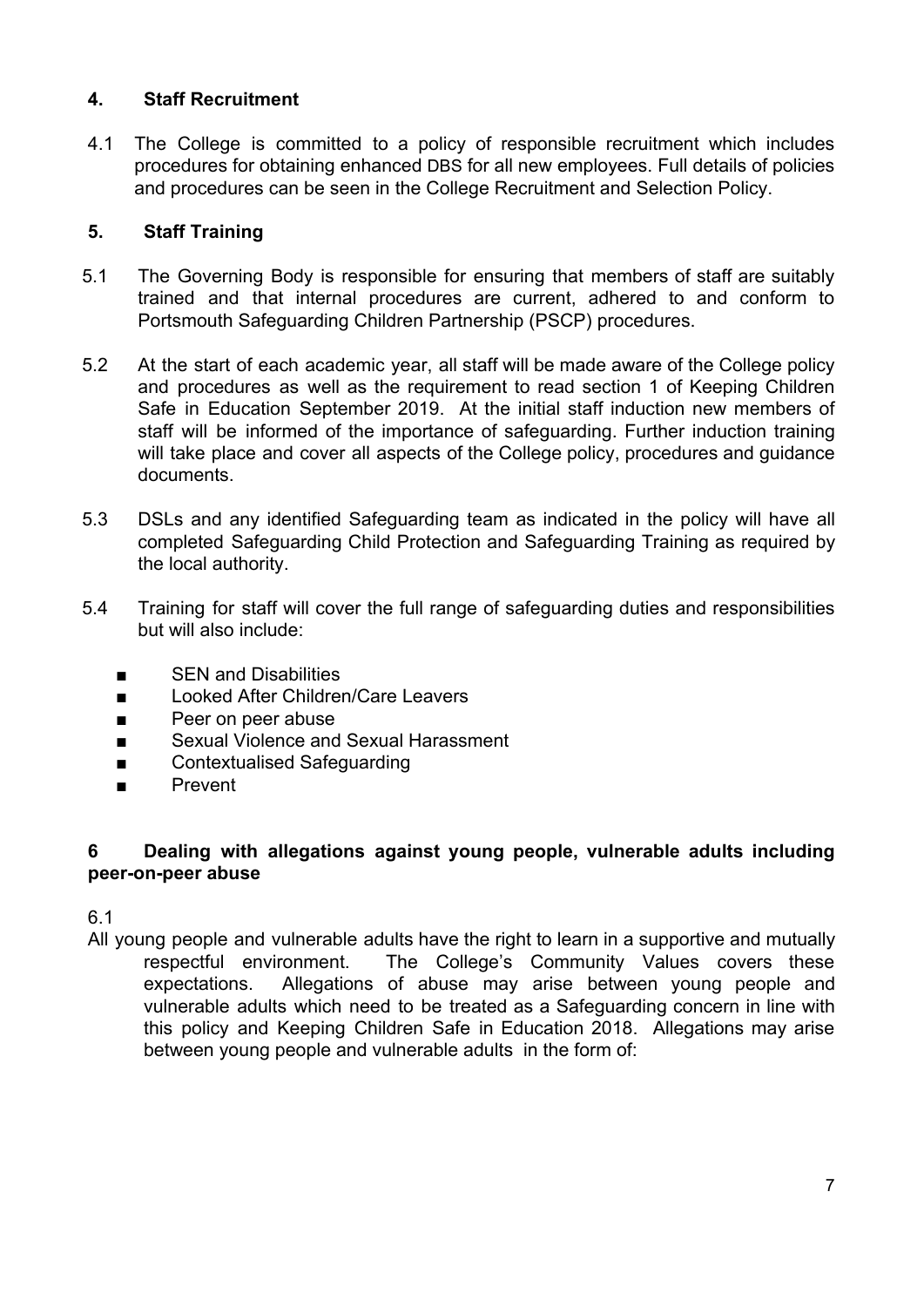## 4. Staff Recruitment

4.1 The College is committed to a policy of responsible recruitment which includes procedures for obtaining enhanced DBS for all new employees. Full details of policies and procedures can be seen in the College Recruitment and Selection Policy.

## 5. Staff Training

5.1 The Governing Body is responsible for ensuring that members of staff are suitably trained and that internal procedures are current, adhered to and conform to Portsmouth Safeguarding Children Partnership (PSCP) procedures.

5.2 At the start of each academic year, all staff will be made aware of the College policy and procedures as well as the requirement to read section 1 of Keeping Children Safe in Education September 2019. At the initial staff induction new members of staff will be informed of the importance of safeguarding. Further induction training will take place and cover all aspects of the College policy, procedures and guidance documents.

5.3 DSLs and any identified Safeguarding team as indicated in the policy will have all completed Safeguarding Child Protection and Safeguarding Training as required by the local authority.

5.4 Training for staff will cover the full range of safeguarding duties and responsibilities but will also include:

- SEN and Disabilities
- Looked After Children/Care Leavers
- Peer on peer abuse
- Sexual Violence and Sexual Harassment
- Contextualised Safeguarding
- Prevent

## 6 Dealing with allegations against young people, vulnerable adults including peer-on-peer abuse

6.1

All young people and vulnerable adults have the right to learn in a supportive and mutually respectful environment. The College's Community Values covers these expectations. Allegations of abuse may arise between young people and vulnerable adults which need to be treated as a Safeguarding concern in line with this policy and Keeping Children Safe in Education 2018. Allegations may arise between young people and vulnerable adults in the form of: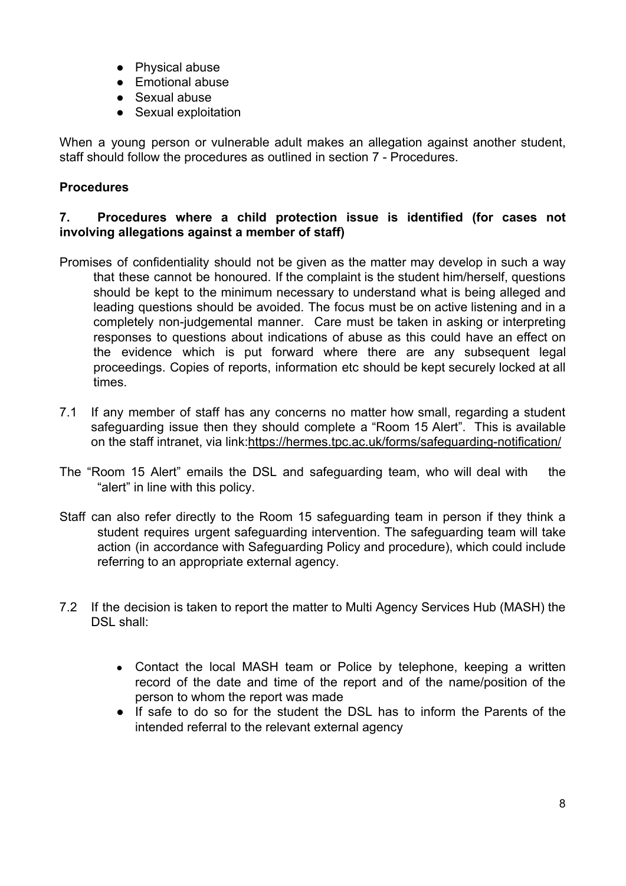- Physical abuse
- Emotional abuse
- Sexual abuse
- Sexual exploitation

When a young person or vulnerable adult makes an allegation against another student, staff should follow the procedures as outlined in section 7 - Procedures.

**Procedures**

**7. Procedures where a child protection issue is identified (for cases not involving allegations against a member of staff)**

Promises of confidentiality should not be given as the matter may develop in such a way that these cannot be honoured. If the complaint is the student him/herself, questions should be kept to the minimum necessary to understand what is being alleged and leading questions should be avoided. The focus must be on active listening and in a completely non-judgemental manner. Care must be taken in asking or interpreting responses to questions about indications of abuse as this could have an effect on the evidence which is put forward where there are any subsequent legal proceedings. Copies of reports, information etc should be kept securely locked at all times.

7.1 If any member of staff has any concerns no matter how small, regarding a student safeguarding issue then they should complete a "Room 15 Alert". This is available on the staff intranet, via link:https://hermes.tpc.ac.uk/forms/safeguarding-notification/

The "Room 15 Alert" emails the DSL and safeguarding team, who will deal with the "alert" in line with this policy.

Staff can also refer directly to the Room 15 safeguarding team in person if they think a student requires urgent safeguarding intervention. The safeguarding team will take action (in accordance with Safeguarding Policy and procedure), which could include referring to an appropriate external agency.

7.2 If the decision is taken to report the matter to Multi Agency Services Hub (MASH) the DSL shall:

- Contact the local MASH team or Police by telephone, keeping a written record of the date and time of the report and of the name/position of the person to whom the report was made
- If safe to do so for the student the DSL has to inform the Parents of the intended referral to the relevant external agency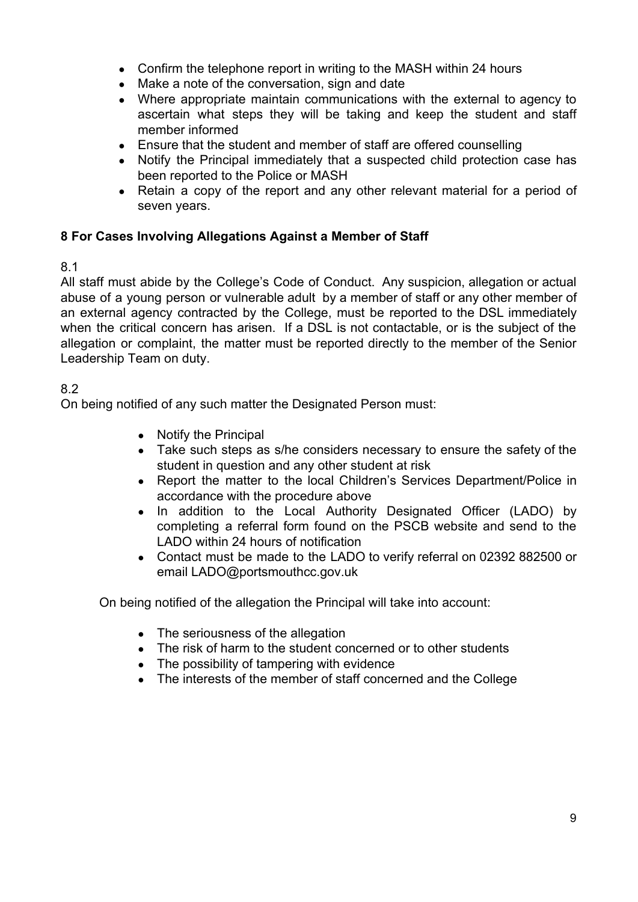- Confirm the telephone report in writing to the MASH within 24 hours
- Make a note of the conversation, sign and date
- Where appropriate maintain communications with the external to agency to ascertain what steps they will be taking and keep the student and staff member informed
- Ensure that the student and member of staff are offered counselling
- Notify the Principal immediately that a suspected child protection case has been reported to the Police or MASH
- Retain a copy of the report and any other relevant material for a period of seven years.

## 8 For Cases Involving Allegations Against a Member of Staff

8.1

All staff must abide by the College's Code of Conduct. Any suspicion, allegation or actual abuse of a young person or vulnerable adult by a member of staff or any other member of an external agency contracted by the College, must be reported to the DSL immediately when the critical concern has arisen. If a DSL is not contactable, or is the subject of the allegation or complaint, the matter must be reported directly to the member of the Senior Leadership Team on duty.

8.2

On being notified of any such matter the Designated Person must:

- Notify the Principal
- Take such steps as s/he considers necessary to ensure the safety of the student in question and any other student at risk
- Report the matter to the local Children's Services Department/Police in accordance with the procedure above
- In addition to the Local Authority Designated Officer (LADO) by completing a referral form found on the PSCB website and send to the LADO within 24 hours of notification
- Contact must be made to the LADO to verify referral on 02392 882500 or email LADO@portsmouthcc.gov.uk

On being notified of the allegation the Principal will take into account:

- The seriousness of the allegation
- The risk of harm to the student concerned or to other students
- The possibility of tampering with evidence
- The interests of the member of staff concerned and the College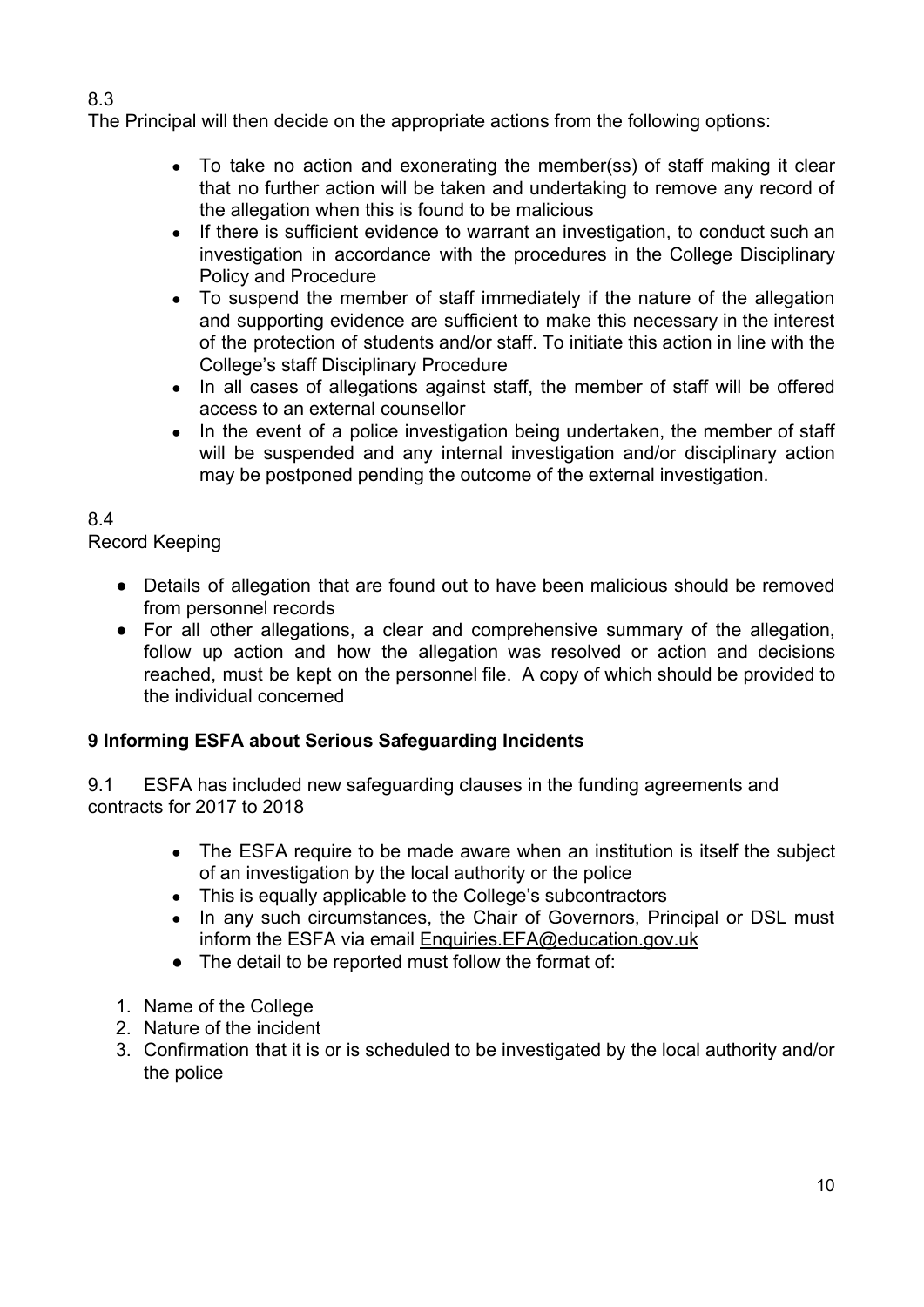8.3

The Principal will then decide on the appropriate actions from the following options:

- To take no action and exonerating the member(ss) of staff making it clear that no further action will be taken and undertaking to remove any record of the allegation when this is found to be malicious
- If there is sufficient evidence to warrant an investigation, to conduct such an investigation in accordance with the procedures in the College Disciplinary Policy and Procedure
- To suspend the member of staff immediately if the nature of the allegation and supporting evidence are sufficient to make this necessary in the interest of the protection of students and/or staff. To initiate this action in line with the College's staff Disciplinary Procedure
- In all cases of allegations against staff, the member of staff will be offered access to an external counsellor
- In the event of a police investigation being undertaken, the member of staff will be suspended and any internal investigation and/or disciplinary action may be postponed pending the outcome of the external investigation.

8.4

Record Keeping

- Details of allegation that are found out to have been malicious should be removed from personnel records
- For all other allegations, a clear and comprehensive summary of the allegation, follow up action and how the allegation was resolved or action and decisions reached, must be kept on the personnel file. A copy of which should be provided to the individual concerned

## 9 Informing ESFA about Serious Safeguarding Incidents

9.1 ESFA has included new safeguarding clauses in the funding agreements and contracts for 2017 to 2018

- The ESFA require to be made aware when an institution is itself the subject of an investigation by the local authority or the police
- This is equally applicable to the College's subcontractors
- In any such circumstances, the Chair of Governors, Principal or DSL must inform the ESFA via email Enquiries.EFA@education.gov.uk
- The detail to be reported must follow the format of:

1. Name of the College
2. Nature of the incident
3. Confirmation that it is or is scheduled to be investigated by the local authority and/or the police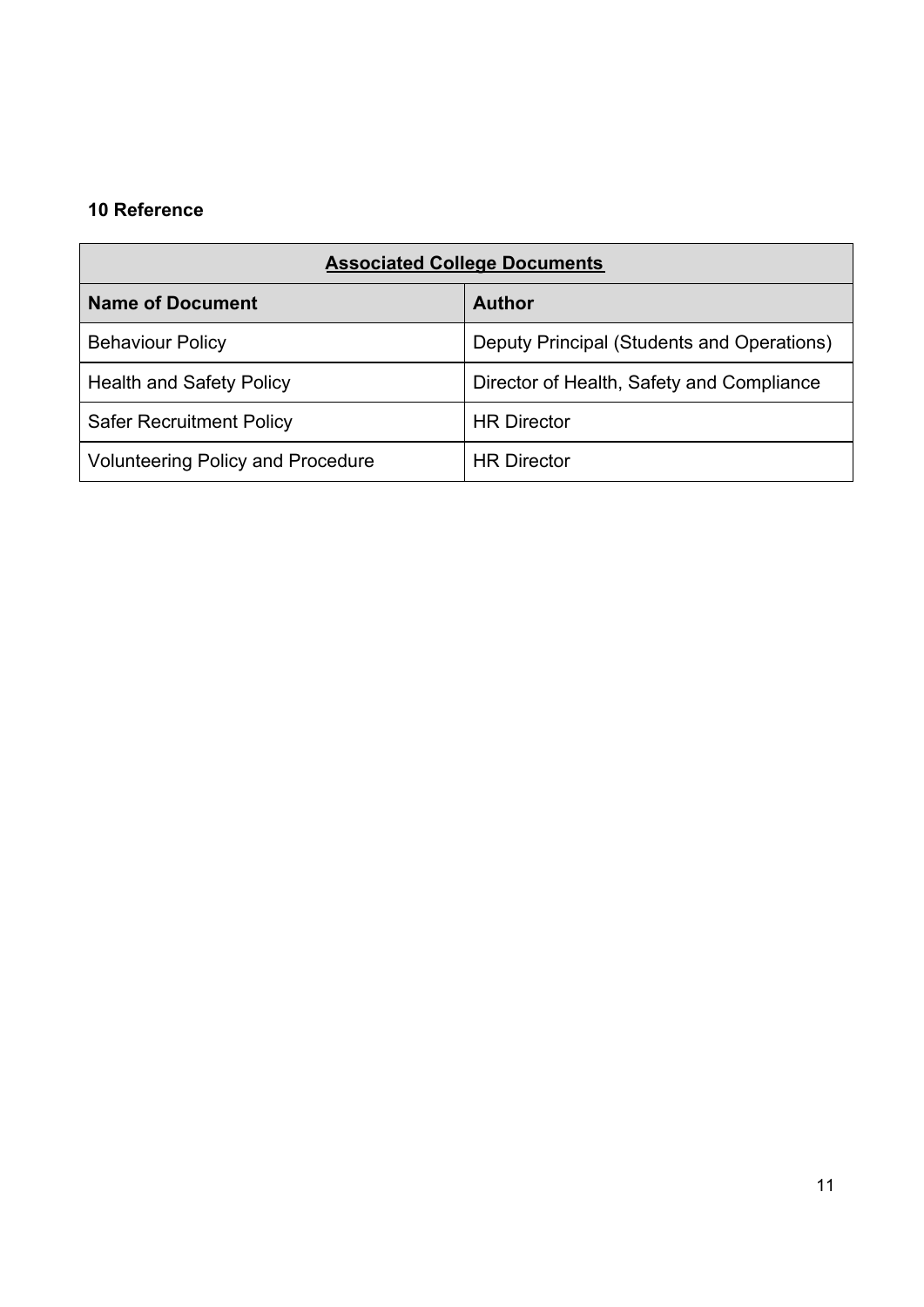## 10 Reference

| **Associated College Documents** | |
|---|---|
| **Name of Document** | **Author** |
| Behaviour Policy | Deputy Principal (Students and Operations) |
| Health and Safety Policy | Director of Health, Safety and Compliance |
| Safer Recruitment Policy | HR Director |
| Volunteering Policy and Procedure | HR Director |